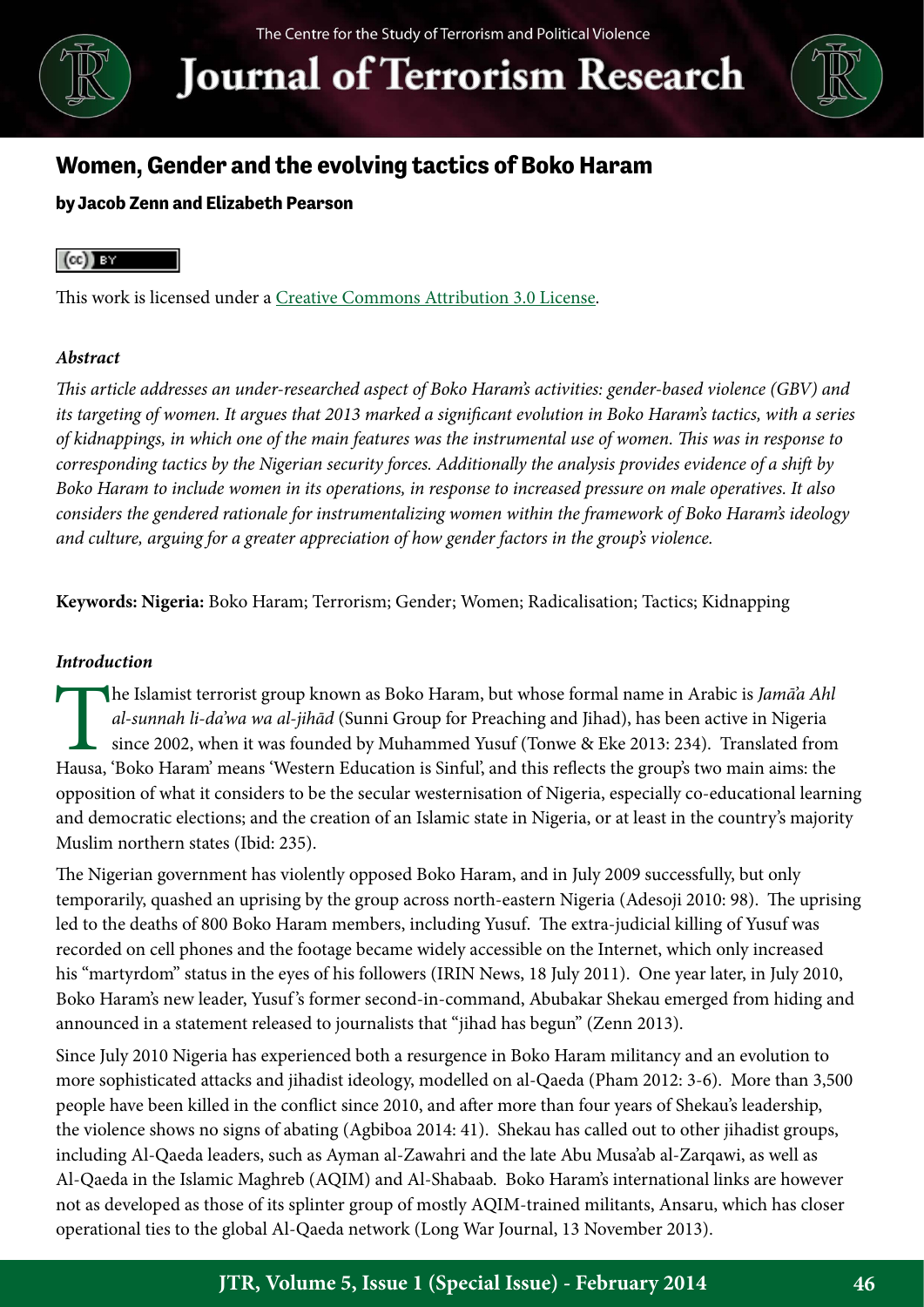# Women, Gender and the evolving tactics of Boko Haram

**by Jacob Zenn and Elizabeth Pearson**

This work is licensed under a Creative Commons Attribution 3.0 License.

***Abstract***

*This article addresses an under-researched aspect of Boko Haram's activities: gender-based violence (GBV) and its targeting of women. It argues that 2013 marked a significant evolution in Boko Haram's tactics, with a series of kidnappings, in which one of the main features was the instrumental use of women. This was in response to corresponding tactics by the Nigerian security forces. Additionally the analysis provides evidence of a shift by Boko Haram to include women in its operations, in response to increased pressure on male operatives. It also considers the gendered rationale for instrumentalizing women within the framework of Boko Haram's ideology and culture, arguing for a greater appreciation of how gender factors in the group's violence.*

**Keywords: Nigeria:** Boko Haram; Terrorism; Gender; Women; Radicalisation; Tactics; Kidnapping

***Introduction***

The Islamist terrorist group known as Boko Haram, but whose formal name in Arabic is *Jamā'a Ahl al-sunnah li-da'wa wa al-jihād* (Sunni Group for Preaching and Jihad), has been active in Nigeria since 2002, when it was founded by Muhammed Yusuf (Tonwe & Eke 2013: 234). Translated from Hausa, 'Boko Haram' means 'Western Education is Sinful', and this reflects the group's two main aims: the opposition of what it considers to be the secular westernisation of Nigeria, especially co-educational learning and democratic elections; and the creation of an Islamic state in Nigeria, or at least in the country's majority Muslim northern states (Ibid: 235).

The Nigerian government has violently opposed Boko Haram, and in July 2009 successfully, but only temporarily, quashed an uprising by the group across north-eastern Nigeria (Adesoji 2010: 98). The uprising led to the deaths of 800 Boko Haram members, including Yusuf. The extra-judicial killing of Yusuf was recorded on cell phones and the footage became widely accessible on the Internet, which only increased his "martyrdom" status in the eyes of his followers (IRIN News, 18 July 2011). One year later, in July 2010, Boko Haram's new leader, Yusuf's former second-in-command, Abubakar Shekau emerged from hiding and announced in a statement released to journalists that "jihad has begun" (Zenn 2013).

Since July 2010 Nigeria has experienced both a resurgence in Boko Haram militancy and an evolution to more sophisticated attacks and jihadist ideology, modelled on al-Qaeda (Pham 2012: 3-6). More than 3,500 people have been killed in the conflict since 2010, and after more than four years of Shekau's leadership, the violence shows no signs of abating (Agbiboa 2014: 41). Shekau has called out to other jihadist groups, including Al-Qaeda leaders, such as Ayman al-Zawahri and the late Abu Musa'ab al-Zarqawi, as well as Al-Qaeda in the Islamic Maghreb (AQIM) and Al-Shabaab. Boko Haram's international links are however not as developed as those of its splinter group of mostly AQIM-trained militants, Ansaru, which has closer operational ties to the global Al-Qaeda network (Long War Journal, 13 November 2013).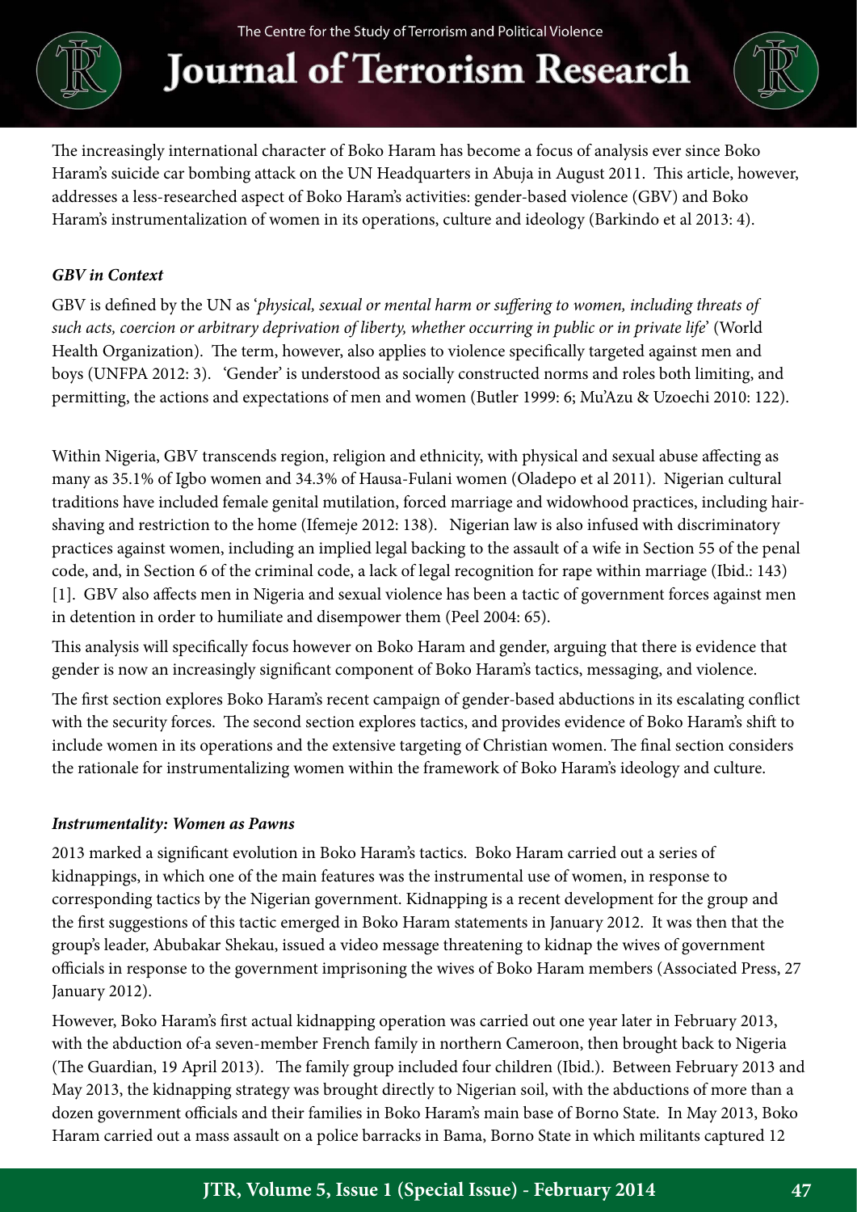The increasingly international character of Boko Haram has become a focus of analysis ever since Boko Haram's suicide car bombing attack on the UN Headquarters in Abuja in August 2011. This article, however, addresses a less-researched aspect of Boko Haram's activities: gender-based violence (GBV) and Boko Haram's instrumentalization of women in its operations, culture and ideology (Barkindo et al 2013: 4).

### *GBV in Context*

GBV is defined by the UN as '*physical, sexual or mental harm or suffering to women, including threats of such acts, coercion or arbitrary deprivation of liberty, whether occurring in public or in private life*' (World Health Organization). The term, however, also applies to violence specifically targeted against men and boys (UNFPA 2012: 3). 'Gender' is understood as socially constructed norms and roles both limiting, and permitting, the actions and expectations of men and women (Butler 1999: 6; Mu'Azu & Uzoechi 2010: 122).

Within Nigeria, GBV transcends region, religion and ethnicity, with physical and sexual abuse affecting as many as 35.1% of Igbo women and 34.3% of Hausa-Fulani women (Oladepo et al 2011). Nigerian cultural traditions have included female genital mutilation, forced marriage and widowhood practices, including hair-shaving and restriction to the home (Ifemeje 2012: 138). Nigerian law is also infused with discriminatory practices against women, including an implied legal backing to the assault of a wife in Section 55 of the penal code, and, in Section 6 of the criminal code, a lack of legal recognition for rape within marriage (Ibid.: 143) [1]. GBV also affects men in Nigeria and sexual violence has been a tactic of government forces against men in detention in order to humiliate and disempower them (Peel 2004: 65).

This analysis will specifically focus however on Boko Haram and gender, arguing that there is evidence that gender is now an increasingly significant component of Boko Haram's tactics, messaging, and violence.

The first section explores Boko Haram's recent campaign of gender-based abductions in its escalating conflict with the security forces. The second section explores tactics, and provides evidence of Boko Haram's shift to include women in its operations and the extensive targeting of Christian women. The final section considers the rationale for instrumentalizing women within the framework of Boko Haram's ideology and culture.

### *Instrumentality: Women as Pawns*

2013 marked a significant evolution in Boko Haram's tactics. Boko Haram carried out a series of kidnappings, in which one of the main features was the instrumental use of women, in response to corresponding tactics by the Nigerian government. Kidnapping is a recent development for the group and the first suggestions of this tactic emerged in Boko Haram statements in January 2012. It was then that the group's leader, Abubakar Shekau, issued a video message threatening to kidnap the wives of government officials in response to the government imprisoning the wives of Boko Haram members (Associated Press, 27 January 2012).

However, Boko Haram's first actual kidnapping operation was carried out one year later in February 2013, with the abduction of a seven-member French family in northern Cameroon, then brought back to Nigeria (The Guardian, 19 April 2013). The family group included four children (Ibid.). Between February 2013 and May 2013, the kidnapping strategy was brought directly to Nigerian soil, with the abductions of more than a dozen government officials and their families in Boko Haram's main base of Borno State. In May 2013, Boko Haram carried out a mass assault on a police barracks in Bama, Borno State in which militants captured 12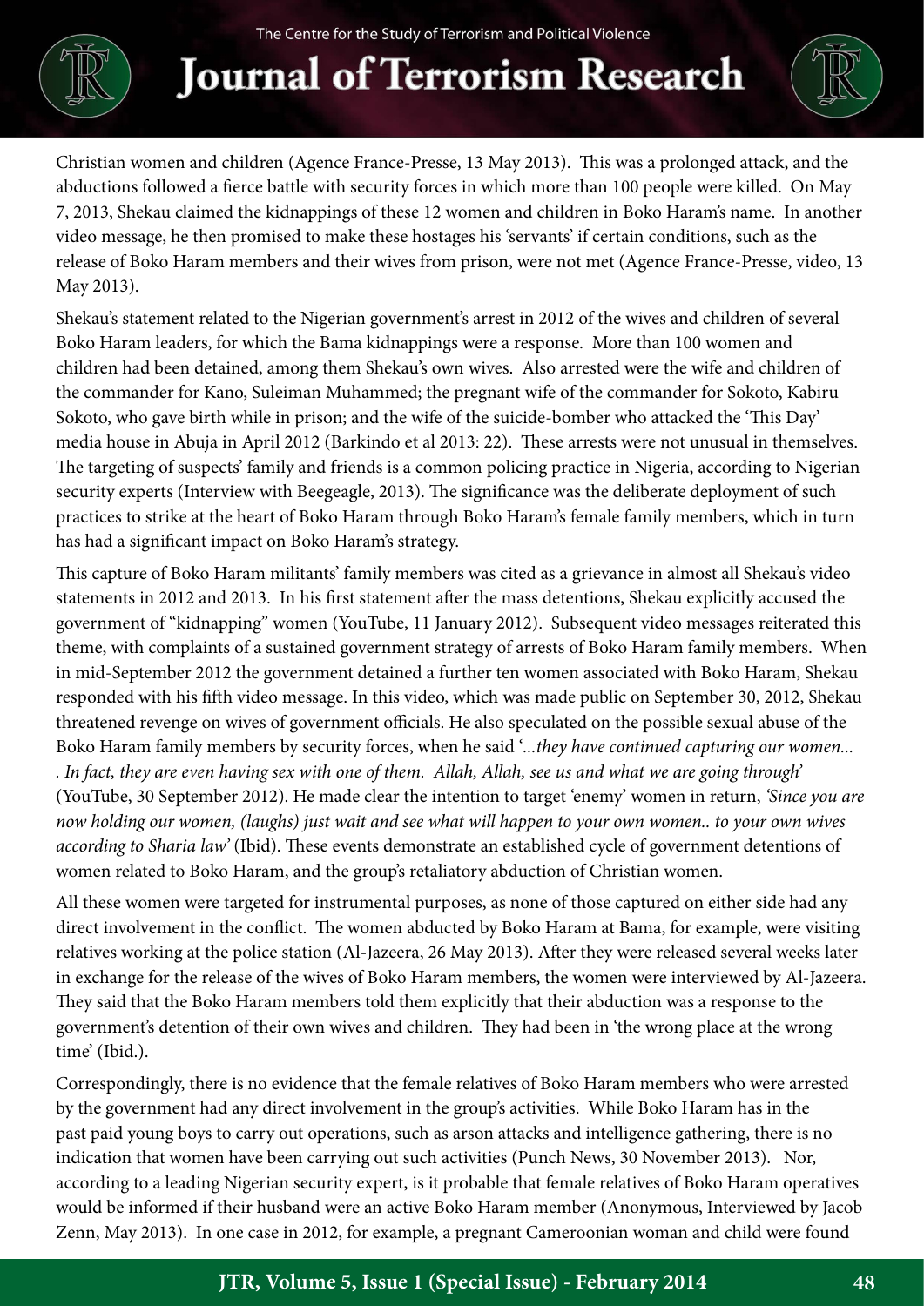Christian women and children (Agence France-Presse, 13 May 2013). This was a prolonged attack, and the abductions followed a fierce battle with security forces in which more than 100 people were killed. On May 7, 2013, Shekau claimed the kidnappings of these 12 women and children in Boko Haram's name. In another video message, he then promised to make these hostages his 'servants' if certain conditions, such as the release of Boko Haram members and their wives from prison, were not met (Agence France-Presse, video, 13 May 2013).

Shekau's statement related to the Nigerian government's arrest in 2012 of the wives and children of several Boko Haram leaders, for which the Bama kidnappings were a response. More than 100 women and children had been detained, among them Shekau's own wives. Also arrested were the wife and children of the commander for Kano, Suleiman Muhammed; the pregnant wife of the commander for Sokoto, Kabiru Sokoto, who gave birth while in prison; and the wife of the suicide-bomber who attacked the 'This Day' media house in Abuja in April 2012 (Barkindo et al 2013: 22). These arrests were not unusual in themselves. The targeting of suspects' family and friends is a common policing practice in Nigeria, according to Nigerian security experts (Interview with Beegeagle, 2013). The significance was the deliberate deployment of such practices to strike at the heart of Boko Haram through Boko Haram's female family members, which in turn has had a significant impact on Boko Haram's strategy.

This capture of Boko Haram militants' family members was cited as a grievance in almost all Shekau's video statements in 2012 and 2013. In his first statement after the mass detentions, Shekau explicitly accused the government of "kidnapping" women (YouTube, 11 January 2012). Subsequent video messages reiterated this theme, with complaints of a sustained government strategy of arrests of Boko Haram family members. When in mid-September 2012 the government detained a further ten women associated with Boko Haram, Shekau responded with his fifth video message. In this video, which was made public on September 30, 2012, Shekau threatened revenge on wives of government officials. He also speculated on the possible sexual abuse of the Boko Haram family members by security forces, when he said '*...they have continued capturing our women... . In fact, they are even having sex with one of them. Allah, Allah, see us and what we are going through*' (YouTube, 30 September 2012). He made clear the intention to target 'enemy' women in return, *'Since you are now holding our women, (laughs) just wait and see what will happen to your own women.. to your own wives according to Sharia law'* (Ibid). These events demonstrate an established cycle of government detentions of women related to Boko Haram, and the group's retaliatory abduction of Christian women.

All these women were targeted for instrumental purposes, as none of those captured on either side had any direct involvement in the conflict. The women abducted by Boko Haram at Bama, for example, were visiting relatives working at the police station (Al-Jazeera, 26 May 2013). After they were released several weeks later in exchange for the release of the wives of Boko Haram members, the women were interviewed by Al-Jazeera. They said that the Boko Haram members told them explicitly that their abduction was a response to the government's detention of their own wives and children. They had been in 'the wrong place at the wrong time' (Ibid.).

Correspondingly, there is no evidence that the female relatives of Boko Haram members who were arrested by the government had any direct involvement in the group's activities. While Boko Haram has in the past paid young boys to carry out operations, such as arson attacks and intelligence gathering, there is no indication that women have been carrying out such activities (Punch News, 30 November 2013). Nor, according to a leading Nigerian security expert, is it probable that female relatives of Boko Haram operatives would be informed if their husband were an active Boko Haram member (Anonymous, Interviewed by Jacob Zenn, May 2013). In one case in 2012, for example, a pregnant Cameroonian woman and child were found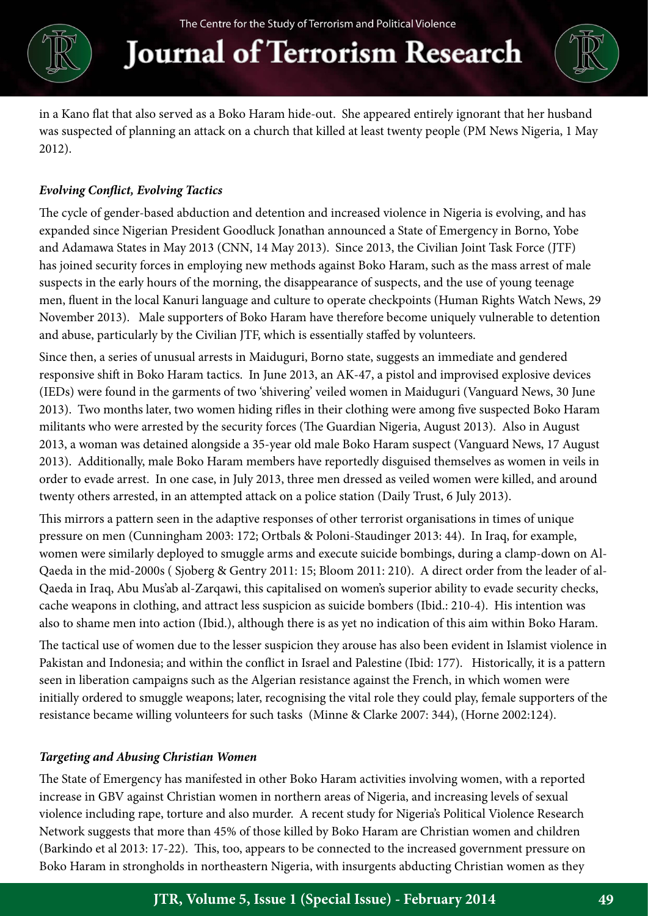in a Kano flat that also served as a Boko Haram hide-out. She appeared entirely ignorant that her husband was suspected of planning an attack on a church that killed at least twenty people (PM News Nigeria, 1 May 2012).

### *Evolving Conflict, Evolving Tactics*

The cycle of gender-based abduction and detention and increased violence in Nigeria is evolving, and has expanded since Nigerian President Goodluck Jonathan announced a State of Emergency in Borno, Yobe and Adamawa States in May 2013 (CNN, 14 May 2013). Since 2013, the Civilian Joint Task Force (JTF) has joined security forces in employing new methods against Boko Haram, such as the mass arrest of male suspects in the early hours of the morning, the disappearance of suspects, and the use of young teenage men, fluent in the local Kanuri language and culture to operate checkpoints (Human Rights Watch News, 29 November 2013). Male supporters of Boko Haram have therefore become uniquely vulnerable to detention and abuse, particularly by the Civilian JTF, which is essentially staffed by volunteers.

Since then, a series of unusual arrests in Maiduguri, Borno state, suggests an immediate and gendered responsive shift in Boko Haram tactics. In June 2013, an AK-47, a pistol and improvised explosive devices (IEDs) were found in the garments of two 'shivering' veiled women in Maiduguri (Vanguard News, 30 June 2013). Two months later, two women hiding rifles in their clothing were among five suspected Boko Haram militants who were arrested by the security forces (The Guardian Nigeria, August 2013). Also in August 2013, a woman was detained alongside a 35-year old male Boko Haram suspect (Vanguard News, 17 August 2013). Additionally, male Boko Haram members have reportedly disguised themselves as women in veils in order to evade arrest. In one case, in July 2013, three men dressed as veiled women were killed, and around twenty others arrested, in an attempted attack on a police station (Daily Trust, 6 July 2013).

This mirrors a pattern seen in the adaptive responses of other terrorist organisations in times of unique pressure on men (Cunningham 2003: 172; Ortbals & Poloni-Staudinger 2013: 44). In Iraq, for example, women were similarly deployed to smuggle arms and execute suicide bombings, during a clamp-down on Al-Qaeda in the mid-2000s ( Sjoberg & Gentry 2011: 15; Bloom 2011: 210). A direct order from the leader of al-Qaeda in Iraq, Abu Mus'ab al-Zarqawi, this capitalised on women's superior ability to evade security checks, cache weapons in clothing, and attract less suspicion as suicide bombers (Ibid.: 210-4). His intention was also to shame men into action (Ibid.), although there is as yet no indication of this aim within Boko Haram.

The tactical use of women due to the lesser suspicion they arouse has also been evident in Islamist violence in Pakistan and Indonesia; and within the conflict in Israel and Palestine (Ibid: 177). Historically, it is a pattern seen in liberation campaigns such as the Algerian resistance against the French, in which women were initially ordered to smuggle weapons; later, recognising the vital role they could play, female supporters of the resistance became willing volunteers for such tasks (Minne & Clarke 2007: 344), (Horne 2002:124).

### *Targeting and Abusing Christian Women*

The State of Emergency has manifested in other Boko Haram activities involving women, with a reported increase in GBV against Christian women in northern areas of Nigeria, and increasing levels of sexual violence including rape, torture and also murder. A recent study for Nigeria's Political Violence Research Network suggests that more than 45% of those killed by Boko Haram are Christian women and children (Barkindo et al 2013: 17-22). This, too, appears to be connected to the increased government pressure on Boko Haram in strongholds in northeastern Nigeria, with insurgents abducting Christian women as they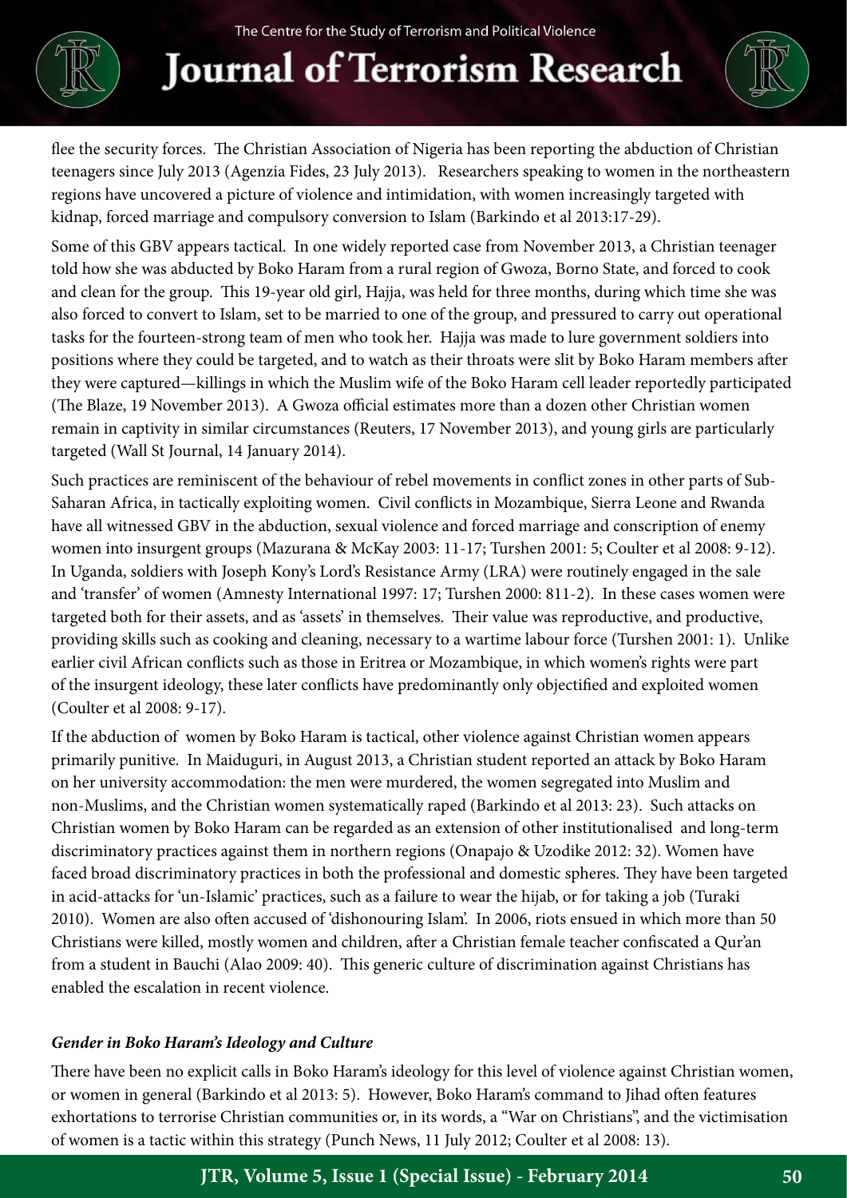flee the security forces. The Christian Association of Nigeria has been reporting the abduction of Christian teenagers since July 2013 (Agenzia Fides, 23 July 2013). Researchers speaking to women in the northeastern regions have uncovered a picture of violence and intimidation, with women increasingly targeted with kidnap, forced marriage and compulsory conversion to Islam (Barkindo et al 2013:17-29).

Some of this GBV appears tactical. In one widely reported case from November 2013, a Christian teenager told how she was abducted by Boko Haram from a rural region of Gwoza, Borno State, and forced to cook and clean for the group. This 19-year old girl, Hajja, was held for three months, during which time she was also forced to convert to Islam, set to be married to one of the group, and pressured to carry out operational tasks for the fourteen-strong team of men who took her. Hajja was made to lure government soldiers into positions where they could be targeted, and to watch as their throats were slit by Boko Haram members after they were captured—killings in which the Muslim wife of the Boko Haram cell leader reportedly participated (The Blaze, 19 November 2013). A Gwoza official estimates more than a dozen other Christian women remain in captivity in similar circumstances (Reuters, 17 November 2013), and young girls are particularly targeted (Wall St Journal, 14 January 2014).

Such practices are reminiscent of the behaviour of rebel movements in conflict zones in other parts of Sub-Saharan Africa, in tactically exploiting women. Civil conflicts in Mozambique, Sierra Leone and Rwanda have all witnessed GBV in the abduction, sexual violence and forced marriage and conscription of enemy women into insurgent groups (Mazurana & McKay 2003: 11-17; Turshen 2001: 5; Coulter et al 2008: 9-12). In Uganda, soldiers with Joseph Kony's Lord's Resistance Army (LRA) were routinely engaged in the sale and 'transfer' of women (Amnesty International 1997: 17; Turshen 2000: 811-2). In these cases women were targeted both for their assets, and as 'assets' in themselves. Their value was reproductive, and productive, providing skills such as cooking and cleaning, necessary to a wartime labour force (Turshen 2001: 1). Unlike earlier civil African conflicts such as those in Eritrea or Mozambique, in which women's rights were part of the insurgent ideology, these later conflicts have predominantly only objectified and exploited women (Coulter et al 2008: 9-17).

If the abduction of women by Boko Haram is tactical, other violence against Christian women appears primarily punitive. In Maiduguri, in August 2013, a Christian student reported an attack by Boko Haram on her university accommodation: the men were murdered, the women segregated into Muslim and non-Muslims, and the Christian women systematically raped (Barkindo et al 2013: 23). Such attacks on Christian women by Boko Haram can be regarded as an extension of other institutionalised and long-term discriminatory practices against them in northern regions (Onapajo & Uzodike 2012: 32). Women have faced broad discriminatory practices in both the professional and domestic spheres. They have been targeted in acid-attacks for 'un-Islamic' practices, such as a failure to wear the hijab, or for taking a job (Turaki 2010). Women are also often accused of 'dishonouring Islam'. In 2006, riots ensued in which more than 50 Christians were killed, mostly women and children, after a Christian female teacher confiscated a Qur'an from a student in Bauchi (Alao 2009: 40). This generic culture of discrimination against Christians has enabled the escalation in recent violence.

### *Gender in Boko Haram's Ideology and Culture*

There have been no explicit calls in Boko Haram's ideology for this level of violence against Christian women, or women in general (Barkindo et al 2013: 5). However, Boko Haram's command to Jihad often features exhortations to terrorise Christian communities or, in its words, a "War on Christians", and the victimisation of women is a tactic within this strategy (Punch News, 11 July 2012; Coulter et al 2008: 13).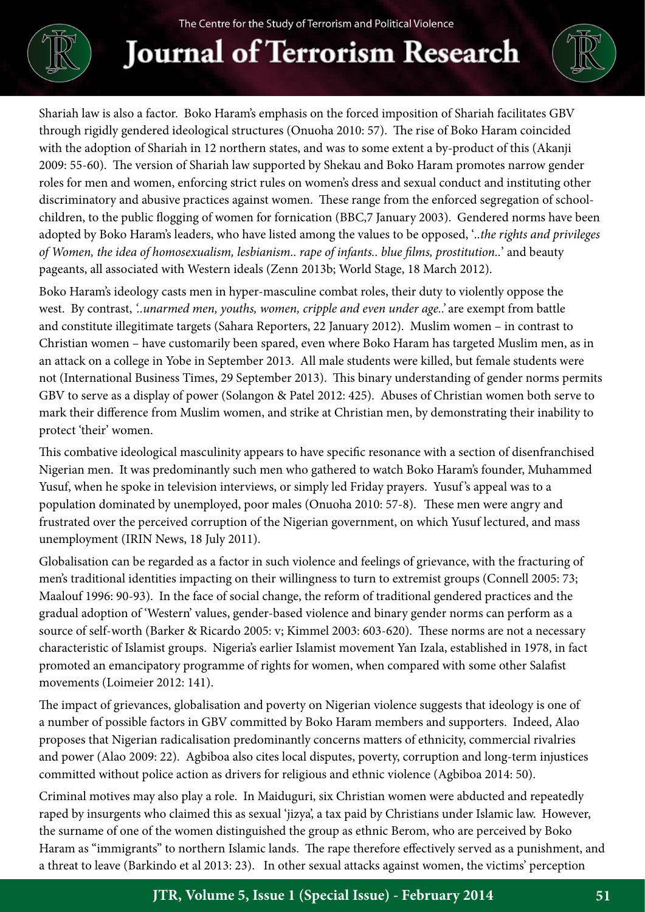Shariah law is also a factor. Boko Haram's emphasis on the forced imposition of Shariah facilitates GBV through rigidly gendered ideological structures (Onuoha 2010: 57). The rise of Boko Haram coincided with the adoption of Shariah in 12 northern states, and was to some extent a by-product of this (Akanji 2009: 55-60). The version of Shariah law supported by Shekau and Boko Haram promotes narrow gender roles for men and women, enforcing strict rules on women's dress and sexual conduct and instituting other discriminatory and abusive practices against women. These range from the enforced segregation of school-children, to the public flogging of women for fornication (BBC,7 January 2003). Gendered norms have been adopted by Boko Haram's leaders, who have listed among the values to be opposed, '..*the rights and privileges of Women, the idea of homosexualism, lesbianism.. rape of infants.. blue films, prostitution..*' and beauty pageants, all associated with Western ideals (Zenn 2013b; World Stage, 18 March 2012).

Boko Haram's ideology casts men in hyper-masculine combat roles, their duty to violently oppose the west. By contrast, *'..unarmed men, youths, women, cripple and even under age..'* are exempt from battle and constitute illegitimate targets (Sahara Reporters, 22 January 2012). Muslim women – in contrast to Christian women – have customarily been spared, even where Boko Haram has targeted Muslim men, as in an attack on a college in Yobe in September 2013. All male students were killed, but female students were not (International Business Times, 29 September 2013). This binary understanding of gender norms permits GBV to serve as a display of power (Solangon & Patel 2012: 425). Abuses of Christian women both serve to mark their difference from Muslim women, and strike at Christian men, by demonstrating their inability to protect 'their' women.

This combative ideological masculinity appears to have specific resonance with a section of disenfranchised Nigerian men. It was predominantly such men who gathered to watch Boko Haram's founder, Muhammed Yusuf, when he spoke in television interviews, or simply led Friday prayers. Yusuf's appeal was to a population dominated by unemployed, poor males (Onuoha 2010: 57-8). These men were angry and frustrated over the perceived corruption of the Nigerian government, on which Yusuf lectured, and mass unemployment (IRIN News, 18 July 2011).

Globalisation can be regarded as a factor in such violence and feelings of grievance, with the fracturing of men's traditional identities impacting on their willingness to turn to extremist groups (Connell 2005: 73; Maalouf 1996: 90-93). In the face of social change, the reform of traditional gendered practices and the gradual adoption of 'Western' values, gender-based violence and binary gender norms can perform as a source of self-worth (Barker & Ricardo 2005: v; Kimmel 2003: 603-620). These norms are not a necessary characteristic of Islamist groups. Nigeria's earlier Islamist movement Yan Izala, established in 1978, in fact promoted an emancipatory programme of rights for women, when compared with some other Salafist movements (Loimeier 2012: 141).

The impact of grievances, globalisation and poverty on Nigerian violence suggests that ideology is one of a number of possible factors in GBV committed by Boko Haram members and supporters. Indeed, Alao proposes that Nigerian radicalisation predominantly concerns matters of ethnicity, commercial rivalries and power (Alao 2009: 22). Agbiboa also cites local disputes, poverty, corruption and long-term injustices committed without police action as drivers for religious and ethnic violence (Agbiboa 2014: 50).

Criminal motives may also play a role. In Maiduguri, six Christian women were abducted and repeatedly raped by insurgents who claimed this as sexual 'jizya', a tax paid by Christians under Islamic law. However, the surname of one of the women distinguished the group as ethnic Berom, who are perceived by Boko Haram as "immigrants" to northern Islamic lands. The rape therefore effectively served as a punishment, and a threat to leave (Barkindo et al 2013: 23). In other sexual attacks against women, the victims' perception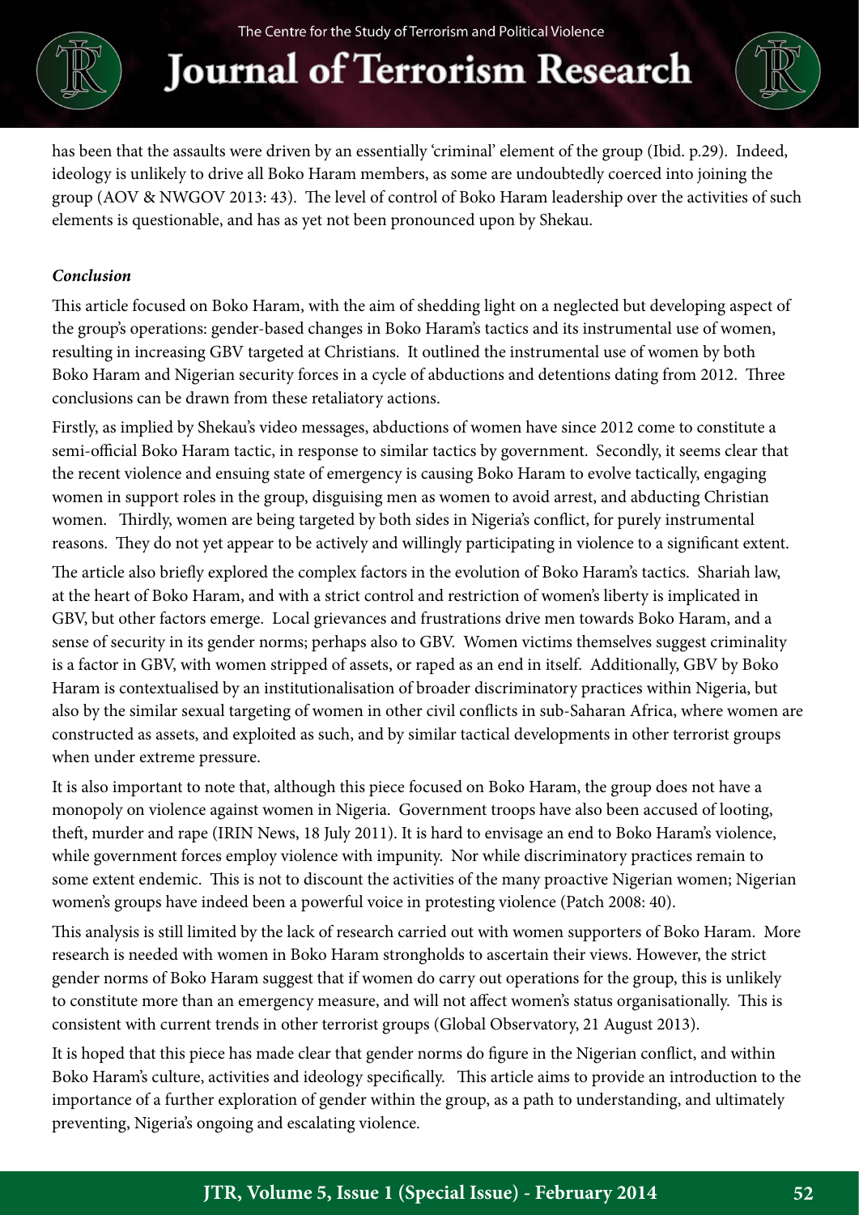has been that the assaults were driven by an essentially 'criminal' element of the group (Ibid. p.29). Indeed, ideology is unlikely to drive all Boko Haram members, as some are undoubtedly coerced into joining the group (AOV & NWGOV 2013: 43). The level of control of Boko Haram leadership over the activities of such elements is questionable, and has as yet not been pronounced upon by Shekau.

***Conclusion***

This article focused on Boko Haram, with the aim of shedding light on a neglected but developing aspect of the group's operations: gender-based changes in Boko Haram's tactics and its instrumental use of women, resulting in increasing GBV targeted at Christians. It outlined the instrumental use of women by both Boko Haram and Nigerian security forces in a cycle of abductions and detentions dating from 2012. Three conclusions can be drawn from these retaliatory actions.

Firstly, as implied by Shekau's video messages, abductions of women have since 2012 come to constitute a semi-official Boko Haram tactic, in response to similar tactics by government. Secondly, it seems clear that the recent violence and ensuing state of emergency is causing Boko Haram to evolve tactically, engaging women in support roles in the group, disguising men as women to avoid arrest, and abducting Christian women. Thirdly, women are being targeted by both sides in Nigeria's conflict, for purely instrumental reasons. They do not yet appear to be actively and willingly participating in violence to a significant extent.

The article also briefly explored the complex factors in the evolution of Boko Haram's tactics. Shariah law, at the heart of Boko Haram, and with a strict control and restriction of women's liberty is implicated in GBV, but other factors emerge. Local grievances and frustrations drive men towards Boko Haram, and a sense of security in its gender norms; perhaps also to GBV. Women victims themselves suggest criminality is a factor in GBV, with women stripped of assets, or raped as an end in itself. Additionally, GBV by Boko Haram is contextualised by an institutionalisation of broader discriminatory practices within Nigeria, but also by the similar sexual targeting of women in other civil conflicts in sub-Saharan Africa, where women are constructed as assets, and exploited as such, and by similar tactical developments in other terrorist groups when under extreme pressure.

It is also important to note that, although this piece focused on Boko Haram, the group does not have a monopoly on violence against women in Nigeria. Government troops have also been accused of looting, theft, murder and rape (IRIN News, 18 July 2011). It is hard to envisage an end to Boko Haram's violence, while government forces employ violence with impunity. Nor while discriminatory practices remain to some extent endemic. This is not to discount the activities of the many proactive Nigerian women; Nigerian women's groups have indeed been a powerful voice in protesting violence (Patch 2008: 40).

This analysis is still limited by the lack of research carried out with women supporters of Boko Haram. More research is needed with women in Boko Haram strongholds to ascertain their views. However, the strict gender norms of Boko Haram suggest that if women do carry out operations for the group, this is unlikely to constitute more than an emergency measure, and will not affect women's status organisationally. This is consistent with current trends in other terrorist groups (Global Observatory, 21 August 2013).

It is hoped that this piece has made clear that gender norms do figure in the Nigerian conflict, and within Boko Haram's culture, activities and ideology specifically. This article aims to provide an introduction to the importance of a further exploration of gender within the group, as a path to understanding, and ultimately preventing, Nigeria's ongoing and escalating violence.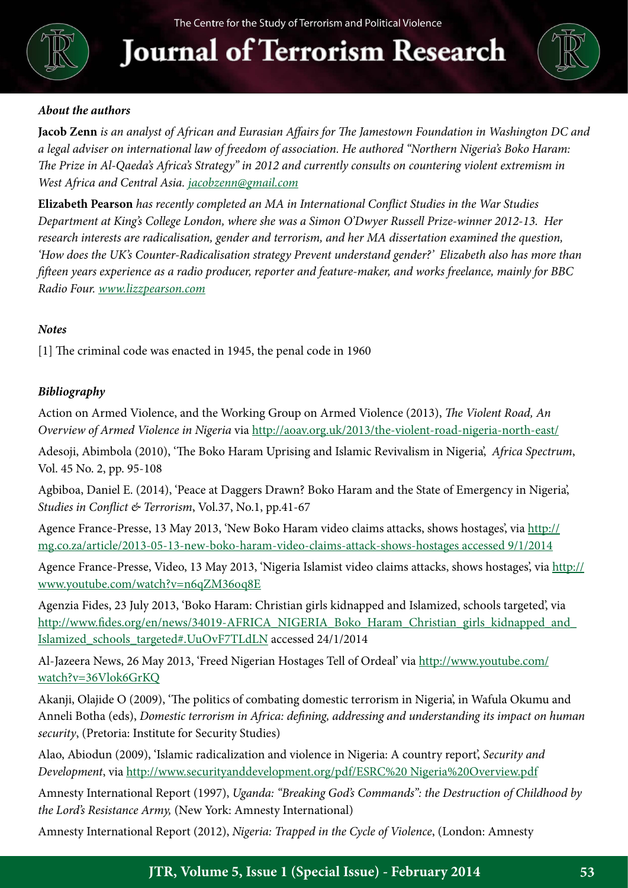### *About the authors*

**Jacob Zenn** *is an analyst of African and Eurasian Affairs for The Jamestown Foundation in Washington DC and a legal adviser on international law of freedom of association. He authored "Northern Nigeria's Boko Haram: The Prize in Al-Qaeda's Africa's Strategy" in 2012 and currently consults on countering violent extremism in West Africa and Central Asia. jacobzenn@gmail.com*

**Elizabeth Pearson** *has recently completed an MA in International Conflict Studies in the War Studies Department at King's College London, where she was a Simon O'Dwyer Russell Prize-winner 2012-13. Her research interests are radicalisation, gender and terrorism, and her MA dissertation examined the question, 'How does the UK's Counter-Radicalisation strategy Prevent understand gender?' Elizabeth also has more than fifteen years experience as a radio producer, reporter and feature-maker, and works freelance, mainly for BBC Radio Four. www.lizzpearson.com*

### *Notes*

[1] The criminal code was enacted in 1945, the penal code in 1960

### *Bibliography*

Action on Armed Violence, and the Working Group on Armed Violence (2013), *The Violent Road, An Overview of Armed Violence in Nigeria* via http://aoav.org.uk/2013/the-violent-road-nigeria-north-east/

Adesoji, Abimbola (2010), 'The Boko Haram Uprising and Islamic Revivalism in Nigeria', *Africa Spectrum*, Vol. 45 No. 2, pp. 95-108

Agbiboa, Daniel E. (2014), 'Peace at Daggers Drawn? Boko Haram and the State of Emergency in Nigeria', *Studies in Conflict & Terrorism*, Vol.37, No.1, pp.41-67

Agence France-Presse, 13 May 2013, 'New Boko Haram video claims attacks, shows hostages', via http://mg.co.za/article/2013-05-13-new-boko-haram-video-claims-attack-shows-hostages accessed 9/1/2014

Agence France-Presse, Video, 13 May 2013, 'Nigeria Islamist video claims attacks, shows hostages', via http://www.youtube.com/watch?v=n6qZM36oq8E

Agenzia Fides, 23 July 2013, 'Boko Haram: Christian girls kidnapped and Islamized, schools targeted', via http://www.fides.org/en/news/34019-AFRICA_NIGERIA_Boko_Haram_Christian_girls_kidnapped_and_Islamized_schools_targeted#.UuOvF7TLdLN accessed 24/1/2014

Al-Jazeera News, 26 May 2013, 'Freed Nigerian Hostages Tell of Ordeal' via http://www.youtube.com/watch?v=36Vlok6GrKQ

Akanji, Olajide O (2009), 'The politics of combating domestic terrorism in Nigeria', in Wafula Okumu and Anneli Botha (eds), *Domestic terrorism in Africa: defining, addressing and understanding its impact on human security*, (Pretoria: Institute for Security Studies)

Alao, Abiodun (2009), 'Islamic radicalization and violence in Nigeria: A country report', *Security and Development*, via http://www.securityanddevelopment.org/pdf/ESRC%20 Nigeria%20Overview.pdf

Amnesty International Report (1997), *Uganda: "Breaking God's Commands": the Destruction of Childhood by the Lord's Resistance Army,* (New York: Amnesty International)

Amnesty International Report (2012), *Nigeria: Trapped in the Cycle of Violence*, (London: Amnesty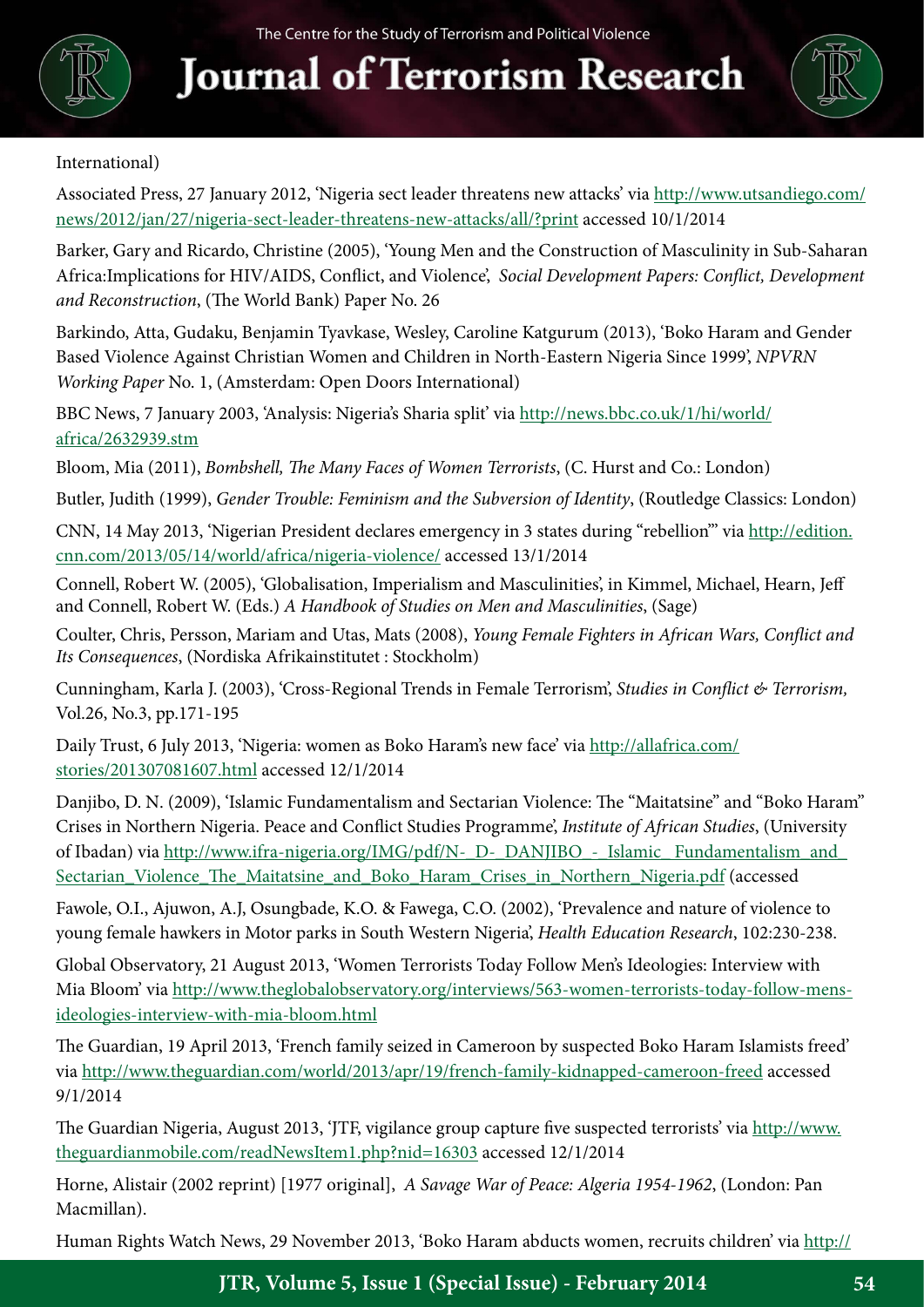International)

Associated Press, 27 January 2012, 'Nigeria sect leader threatens new attacks' via http://www.utsandiego.com/news/2012/jan/27/nigeria-sect-leader-threatens-new-attacks/all/?print accessed 10/1/2014

Barker, Gary and Ricardo, Christine (2005), 'Young Men and the Construction of Masculinity in Sub-Saharan Africa:Implications for HIV/AIDS, Conflict, and Violence', *Social Development Papers: Conflict, Development and Reconstruction*, (The World Bank) Paper No. 26

Barkindo, Atta, Gudaku, Benjamin Tyavkase, Wesley, Caroline Katgurum (2013), 'Boko Haram and Gender Based Violence Against Christian Women and Children in North-Eastern Nigeria Since 1999', *NPVRN Working Paper* No. 1, (Amsterdam: Open Doors International)

BBC News, 7 January 2003, 'Analysis: Nigeria's Sharia split' via http://news.bbc.co.uk/1/hi/world/africa/2632939.stm

Bloom, Mia (2011), *Bombshell, The Many Faces of Women Terrorists*, (C. Hurst and Co.: London)

Butler, Judith (1999), *Gender Trouble: Feminism and the Subversion of Identity*, (Routledge Classics: London)

CNN, 14 May 2013, 'Nigerian President declares emergency in 3 states during "rebellion"' via http://edition.cnn.com/2013/05/14/world/africa/nigeria-violence/ accessed 13/1/2014

Connell, Robert W. (2005), 'Globalisation, Imperialism and Masculinities', in Kimmel, Michael, Hearn, Jeff and Connell, Robert W. (Eds.) *A Handbook of Studies on Men and Masculinities*, (Sage)

Coulter, Chris, Persson, Mariam and Utas, Mats (2008), *Young Female Fighters in African Wars, Conflict and Its Consequences*, (Nordiska Afrikainstitutet : Stockholm)

Cunningham, Karla J. (2003), 'Cross-Regional Trends in Female Terrorism', *Studies in Conflict & Terrorism,* Vol.26, No.3, pp.171-195

Daily Trust, 6 July 2013, 'Nigeria: women as Boko Haram's new face' via http://allafrica.com/stories/201307081607.html accessed 12/1/2014

Danjibo, D. N. (2009), 'Islamic Fundamentalism and Sectarian Violence: The "Maitatsine" and "Boko Haram" Crises in Northern Nigeria. Peace and Conflict Studies Programme', *Institute of African Studies*, (University of Ibadan) via http://www.ifra-nigeria.org/IMG/pdf/N-_D-_DANJIBO_-_Islamic_Fundamentalism_and_Sectarian_Violence_The_Maitatsine_and_Boko_Haram_Crises_in_Northern_Nigeria.pdf (accessed

Fawole, O.I., Ajuwon, A.J, Osungbade, K.O. & Fawega, C.O. (2002), 'Prevalence and nature of violence to young female hawkers in Motor parks in South Western Nigeria', *Health Education Research*, 102:230-238.

Global Observatory, 21 August 2013, 'Women Terrorists Today Follow Men's Ideologies: Interview with Mia Bloom' via http://www.theglobalobservatory.org/interviews/563-women-terrorists-today-follow-mens-ideologies-interview-with-mia-bloom.html

The Guardian, 19 April 2013, 'French family seized in Cameroon by suspected Boko Haram Islamists freed' via http://www.theguardian.com/world/2013/apr/19/french-family-kidnapped-cameroon-freed accessed 9/1/2014

The Guardian Nigeria, August 2013, 'JTF, vigilance group capture five suspected terrorists' via http://www.theguardianmobile.com/readNewsItem1.php?nid=16303 accessed 12/1/2014

Horne, Alistair (2002 reprint) [1977 original], *A Savage War of Peace: Algeria 1954-1962*, (London: Pan Macmillan).

Human Rights Watch News, 29 November 2013, 'Boko Haram abducts women, recruits children' via http://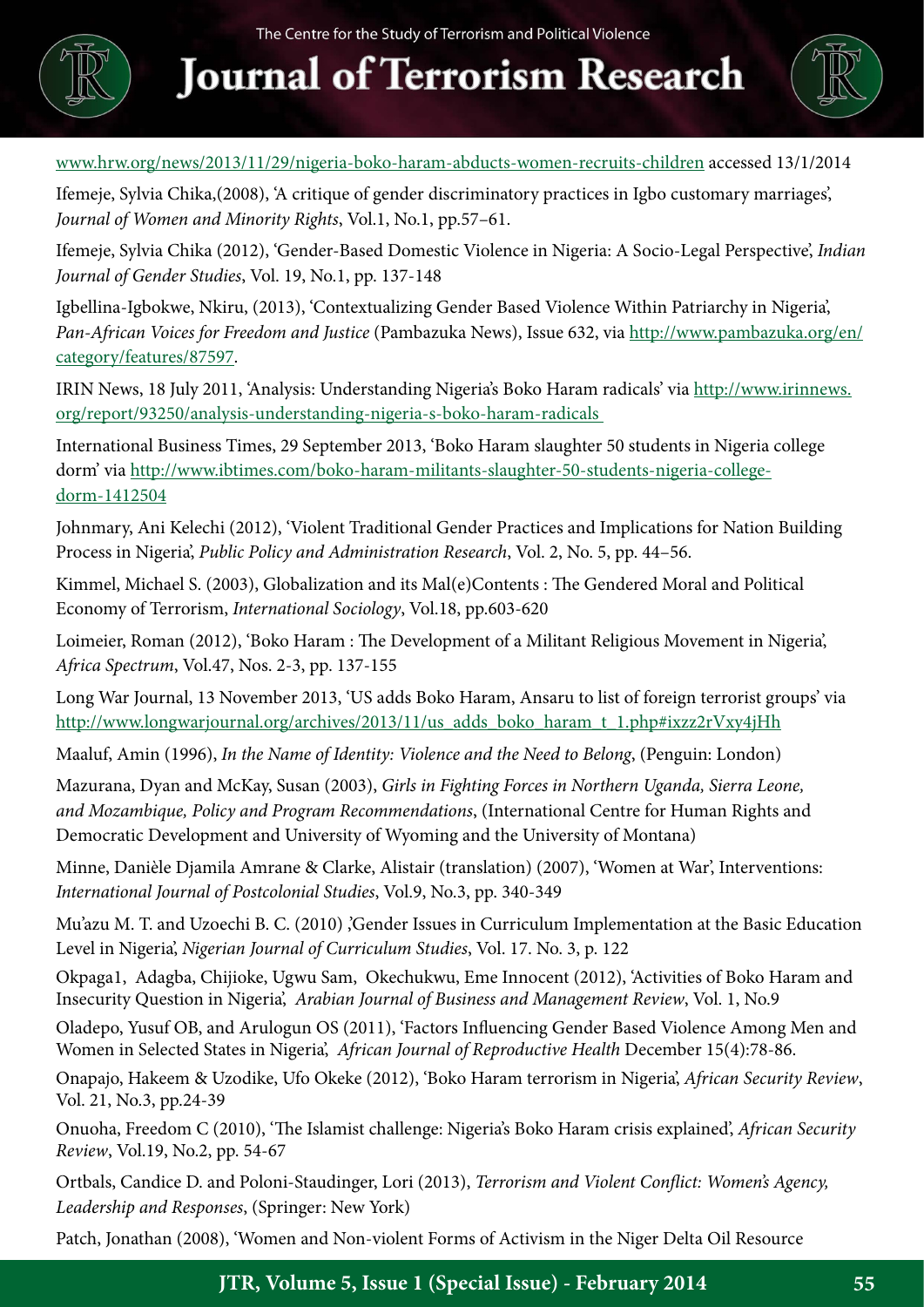www.hrw.org/news/2013/11/29/nigeria-boko-haram-abducts-women-recruits-children accessed 13/1/2014

Ifemeje, Sylvia Chika,(2008), 'A critique of gender discriminatory practices in Igbo customary marriages', *Journal of Women and Minority Rights*, Vol.1, No.1, pp.57–61.

Ifemeje, Sylvia Chika (2012), 'Gender-Based Domestic Violence in Nigeria: A Socio-Legal Perspective', *Indian Journal of Gender Studies*, Vol. 19, No.1, pp. 137-148

Igbellina-Igbokwe, Nkiru, (2013), 'Contextualizing Gender Based Violence Within Patriarchy in Nigeria', *Pan-African Voices for Freedom and Justice* (Pambazuka News), Issue 632, via http://www.pambazuka.org/en/category/features/87597.

IRIN News, 18 July 2011, 'Analysis: Understanding Nigeria's Boko Haram radicals' via http://www.irinnews.org/report/93250/analysis-understanding-nigeria-s-boko-haram-radicals

International Business Times, 29 September 2013, 'Boko Haram slaughter 50 students in Nigeria college dorm' via http://www.ibtimes.com/boko-haram-militants-slaughter-50-students-nigeria-college-dorm-1412504

Johnmary, Ani Kelechi (2012), 'Violent Traditional Gender Practices and Implications for Nation Building Process in Nigeria', *Public Policy and Administration Research*, Vol. 2, No. 5, pp. 44–56.

Kimmel, Michael S. (2003), Globalization and its Mal(e)Contents : The Gendered Moral and Political Economy of Terrorism, *International Sociology*, Vol.18, pp.603-620

Loimeier, Roman (2012), 'Boko Haram : The Development of a Militant Religious Movement in Nigeria', *Africa Spectrum*, Vol.47, Nos. 2-3, pp. 137-155

Long War Journal, 13 November 2013, 'US adds Boko Haram, Ansaru to list of foreign terrorist groups' via http://www.longwarjournal.org/archives/2013/11/us_adds_boko_haram_t_1.php#ixzz2rVxy4jHh

Maaluf, Amin (1996), *In the Name of Identity: Violence and the Need to Belong*, (Penguin: London)

Mazurana, Dyan and McKay, Susan (2003), *Girls in Fighting Forces in Northern Uganda, Sierra Leone, and Mozambique, Policy and Program Recommendations*, (International Centre for Human Rights and Democratic Development and University of Wyoming and the University of Montana)

Minne, Danièle Djamila Amrane & Clarke, Alistair (translation) (2007), 'Women at War', Interventions: *International Journal of Postcolonial Studies*, Vol.9, No.3, pp. 340-349

Mu'azu M. T. and Uzoechi B. C. (2010) ,'Gender Issues in Curriculum Implementation at the Basic Education Level in Nigeria', *Nigerian Journal of Curriculum Studies*, Vol. 17. No. 3, p. 122

Okpaga1, Adagba, Chijioke, Ugwu Sam, Okechukwu, Eme Innocent (2012), 'Activities of Boko Haram and Insecurity Question in Nigeria', *Arabian Journal of Business and Management Review*, Vol. 1, No.9

Oladepo, Yusuf OB, and Arulogun OS (2011), 'Factors Influencing Gender Based Violence Among Men and Women in Selected States in Nigeria', *African Journal of Reproductive Health* December 15(4):78-86.

Onapajo, Hakeem & Uzodike, Ufo Okeke (2012), 'Boko Haram terrorism in Nigeria', *African Security Review*, Vol. 21, No.3, pp.24-39

Onuoha, Freedom C (2010), 'The Islamist challenge: Nigeria's Boko Haram crisis explained', *African Security Review*, Vol.19, No.2, pp. 54-67

Ortbals, Candice D. and Poloni-Staudinger, Lori (2013), *Terrorism and Violent Conflict: Women's Agency, Leadership and Responses*, (Springer: New York)

Patch, Jonathan (2008), 'Women and Non-violent Forms of Activism in the Niger Delta Oil Resource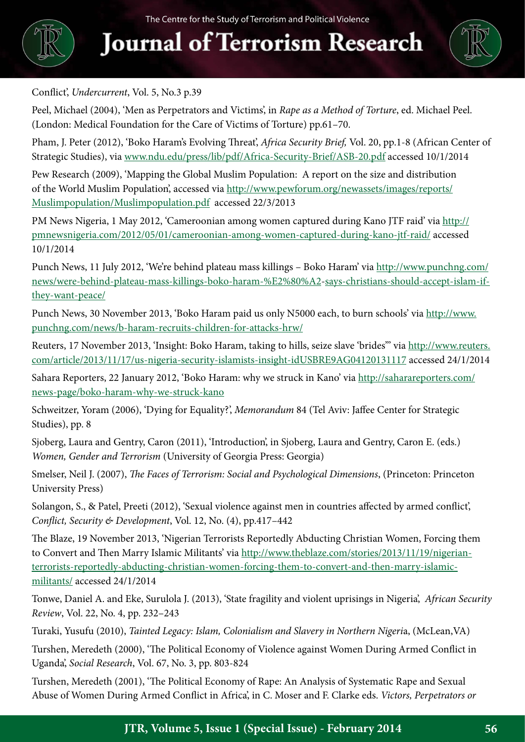Conflict', *Undercurrent*, Vol. 5, No.3 p.39

Peel, Michael (2004), 'Men as Perpetrators and Victims', in *Rape as a Method of Torture*, ed. Michael Peel. (London: Medical Foundation for the Care of Victims of Torture) pp.61–70.

Pham, J. Peter (2012), 'Boko Haram's Evolving Threat', *Africa Security Brief,* Vol. 20, pp.1-8 (African Center of Strategic Studies), via www.ndu.edu/press/lib/pdf/Africa-Security-Brief/ASB-20.pdf accessed 10/1/2014

Pew Research (2009), 'Mapping the Global Muslim Population: A report on the size and distribution of the World Muslim Population', accessed via http://www.pewforum.org/newassets/images/reports/Muslimpopulation/Muslimpopulation.pdf accessed 22/3/2013

PM News Nigeria, 1 May 2012, 'Cameroonian among women captured during Kano JTF raid' via http://pmnewsnigeria.com/2012/05/01/cameroonian-among-women-captured-during-kano-jtf-raid/ accessed 10/1/2014

Punch News, 11 July 2012, 'We're behind plateau mass killings – Boko Haram' via http://www.punchng.com/news/were-behind-plateau-mass-killings-boko-haram-%E2%80%A2-says-christians-should-accept-islam-if-they-want-peace/

Punch News, 30 November 2013, 'Boko Haram paid us only N5000 each, to burn schools' via http://www.punchng.com/news/b-haram-recruits-children-for-attacks-hrw/

Reuters, 17 November 2013, 'Insight: Boko Haram, taking to hills, seize slave 'brides'' via http://www.reuters.com/article/2013/11/17/us-nigeria-security-islamists-insight-idUSBRE9AG04120131117 accessed 24/1/2014

Sahara Reporters, 22 January 2012, 'Boko Haram: why we struck in Kano' via http://saharareporters.com/news-page/boko-haram-why-we-struck-kano

Schweitzer, Yoram (2006), 'Dying for Equality?', *Memorandum* 84 (Tel Aviv: Jaffee Center for Strategic Studies), pp. 8

Sjoberg, Laura and Gentry, Caron (2011), 'Introduction', in Sjoberg, Laura and Gentry, Caron E. (eds.) *Women, Gender and Terrorism* (University of Georgia Press: Georgia)

Smelser, Neil J. (2007), *The Faces of Terrorism: Social and Psychological Dimensions*, (Princeton: Princeton University Press)

Solangon, S., & Patel, Preeti (2012), 'Sexual violence against men in countries affected by armed conflict', *Conflict, Security & Development*, Vol. 12, No. (4), pp.417–442

The Blaze, 19 November 2013, 'Nigerian Terrorists Reportedly Abducting Christian Women, Forcing them to Convert and Then Marry Islamic Militants' via http://www.theblaze.com/stories/2013/11/19/nigerian-terrorists-reportedly-abducting-christian-women-forcing-them-to-convert-and-then-marry-islamic-militants/ accessed 24/1/2014

Tonwe, Daniel A. and Eke, Surulola J. (2013), 'State fragility and violent uprisings in Nigeria', *African Security Review*, Vol. 22, No. 4, pp. 232–243

Turaki, Yusufu (2010), *Tainted Legacy: Islam, Colonialism and Slavery in Northern Nigeri*a, (McLean,VA)

Turshen, Meredeth (2000), 'The Political Economy of Violence against Women During Armed Conflict in Uganda', *Social Research*, Vol. 67, No. 3, pp. 803-824

Turshen, Meredeth (2001), 'The Political Economy of Rape: An Analysis of Systematic Rape and Sexual Abuse of Women During Armed Conflict in Africa', in C. Moser and F. Clarke eds. *Victors, Perpetrators or*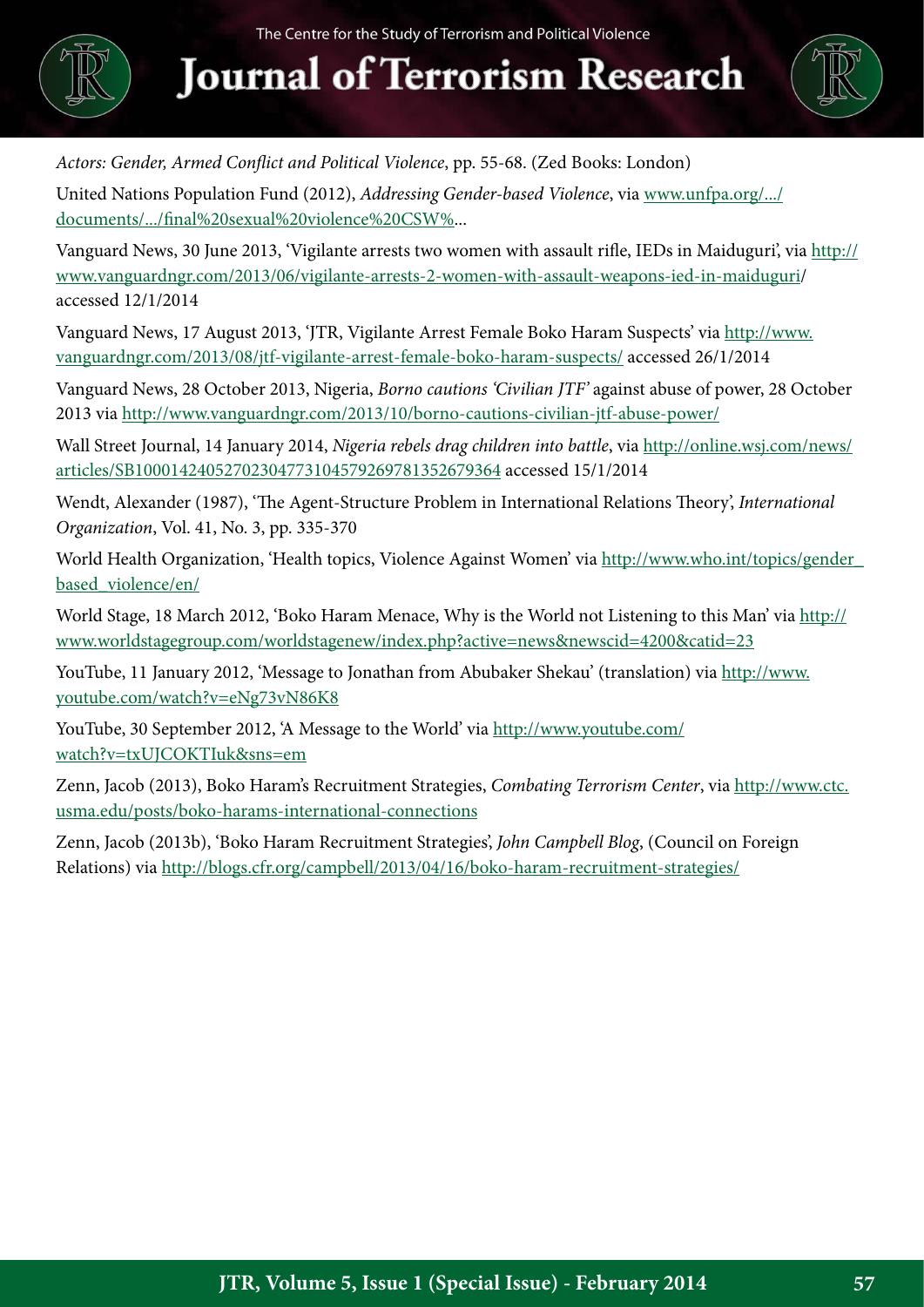*Actors: Gender, Armed Conflict and Political Violence*, pp. 55-68. (Zed Books: London)

United Nations Population Fund (2012), *Addressing Gender-based Violence*, via www.unfpa.org/.../documents/.../final%20sexual%20violence%20CSW%...

Vanguard News, 30 June 2013, 'Vigilante arrests two women with assault rifle, IEDs in Maiduguri', via http://www.vanguardngr.com/2013/06/vigilante-arrests-2-women-with-assault-weapons-ied-in-maiduguri/ accessed 12/1/2014

Vanguard News, 17 August 2013, 'JTR, Vigilante Arrest Female Boko Haram Suspects' via http://www.vanguardngr.com/2013/08/jtf-vigilante-arrest-female-boko-haram-suspects/ accessed 26/1/2014

Vanguard News, 28 October 2013, Nigeria, *Borno cautions 'Civilian JTF'* against abuse of power, 28 October 2013 via http://www.vanguardngr.com/2013/10/borno-cautions-civilian-jtf-abuse-power/

Wall Street Journal, 14 January 2014, *Nigeria rebels drag children into battle*, via http://online.wsj.com/news/articles/SB10001424052702304773104579269781352679364 accessed 15/1/2014

Wendt, Alexander (1987), 'The Agent-Structure Problem in International Relations Theory', *International Organization*, Vol. 41, No. 3, pp. 335-370

World Health Organization, 'Health topics, Violence Against Women' via http://www.who.int/topics/gender_based_violence/en/

World Stage, 18 March 2012, 'Boko Haram Menace, Why is the World not Listening to this Man' via http://www.worldstagegroup.com/worldstagenew/index.php?active=news&newscid=4200&catid=23

YouTube, 11 January 2012, 'Message to Jonathan from Abubaker Shekau' (translation) via http://www.youtube.com/watch?v=eNg73vN86K8

YouTube, 30 September 2012, 'A Message to the World' via http://www.youtube.com/watch?v=txUJCOKTIuk&sns=em

Zenn, Jacob (2013), Boko Haram's Recruitment Strategies, *Combating Terrorism Center*, via http://www.ctc.usma.edu/posts/boko-harams-international-connections

Zenn, Jacob (2013b), 'Boko Haram Recruitment Strategies', *John Campbell Blog*, (Council on Foreign Relations) via http://blogs.cfr.org/campbell/2013/04/16/boko-haram-recruitment-strategies/